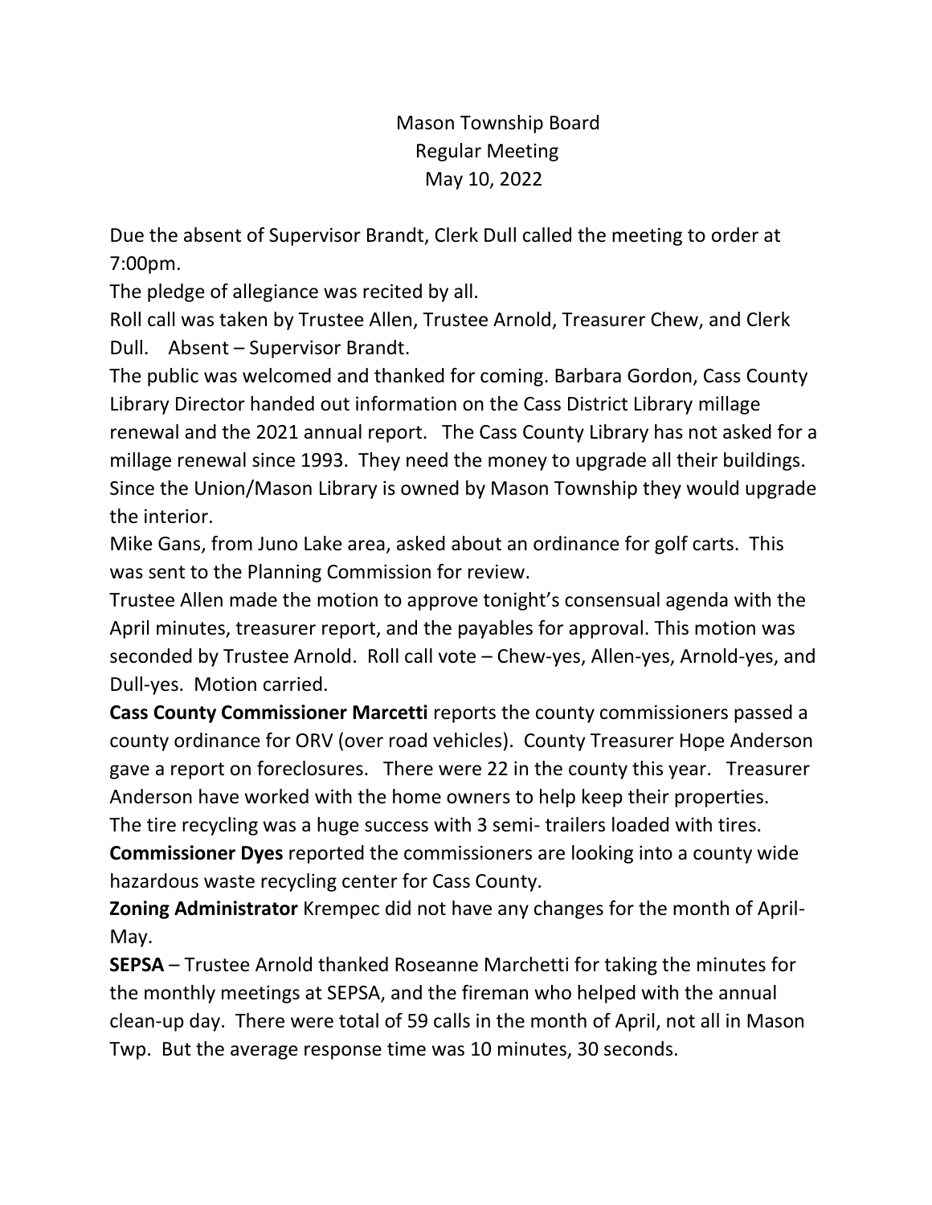Mason Township Board
Regular Meeting
May 10, 2022

Due the absent of Supervisor Brandt, Clerk Dull called the meeting to order at 7:00pm.

The pledge of allegiance was recited by all.

Roll call was taken by Trustee Allen, Trustee Arnold, Treasurer Chew, and Clerk Dull. Absent – Supervisor Brandt.

The public was welcomed and thanked for coming. Barbara Gordon, Cass County Library Director handed out information on the Cass District Library millage renewal and the 2021 annual report. The Cass County Library has not asked for a millage renewal since 1993. They need the money to upgrade all their buildings. Since the Union/Mason Library is owned by Mason Township they would upgrade the interior.

Mike Gans, from Juno Lake area, asked about an ordinance for golf carts. This was sent to the Planning Commission for review.

Trustee Allen made the motion to approve tonight's consensual agenda with the April minutes, treasurer report, and the payables for approval. This motion was seconded by Trustee Arnold. Roll call vote – Chew-yes, Allen-yes, Arnold-yes, and Dull-yes. Motion carried.

**Cass County Commissioner Marcetti** reports the county commissioners passed a county ordinance for ORV (over road vehicles). County Treasurer Hope Anderson gave a report on foreclosures. There were 22 in the county this year. Treasurer Anderson have worked with the home owners to help keep their properties. The tire recycling was a huge success with 3 semi- trailers loaded with tires.

**Commissioner Dyes** reported the commissioners are looking into a county wide hazardous waste recycling center for Cass County.

**Zoning Administrator** Krempec did not have any changes for the month of April-May.

**SEPSA** – Trustee Arnold thanked Roseanne Marchetti for taking the minutes for the monthly meetings at SEPSA, and the fireman who helped with the annual clean-up day. There were total of 59 calls in the month of April, not all in Mason Twp. But the average response time was 10 minutes, 30 seconds.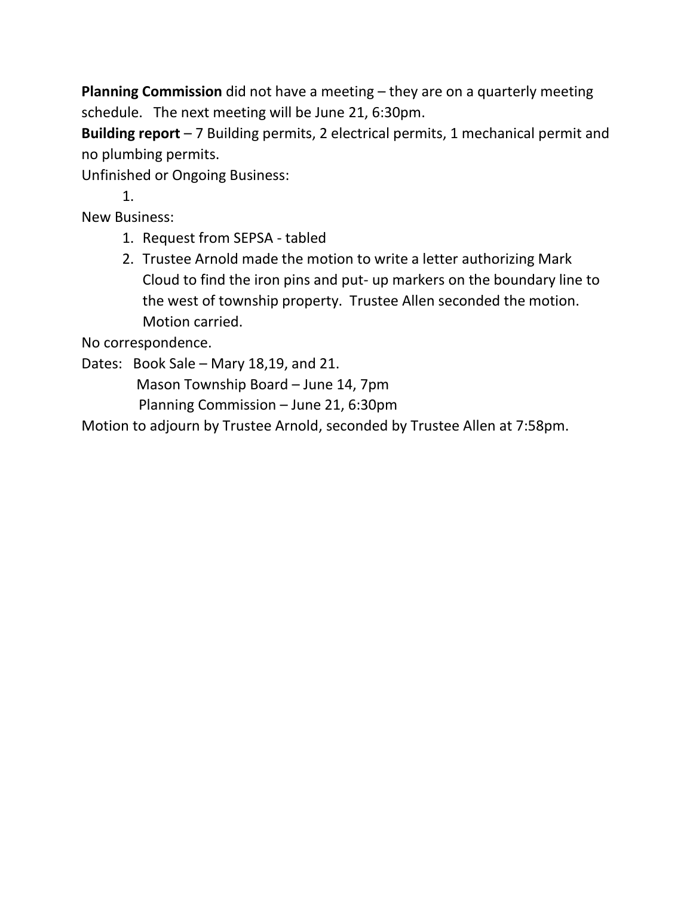**Planning Commission** did not have a meeting – they are on a quarterly meeting schedule. The next meeting will be June 21, 6:30pm.

**Building report** – 7 Building permits, 2 electrical permits, 1 mechanical permit and no plumbing permits.

Unfinished or Ongoing Business:

1.

New Business:

1. Request from SEPSA - tabled
2. Trustee Arnold made the motion to write a letter authorizing Mark Cloud to find the iron pins and put- up markers on the boundary line to the west of township property. Trustee Allen seconded the motion. Motion carried.

No correspondence.

Dates: Book Sale – Mary 18,19, and 21.
Mason Township Board – June 14, 7pm
Planning Commission – June 21, 6:30pm

Motion to adjourn by Trustee Arnold, seconded by Trustee Allen at 7:58pm.